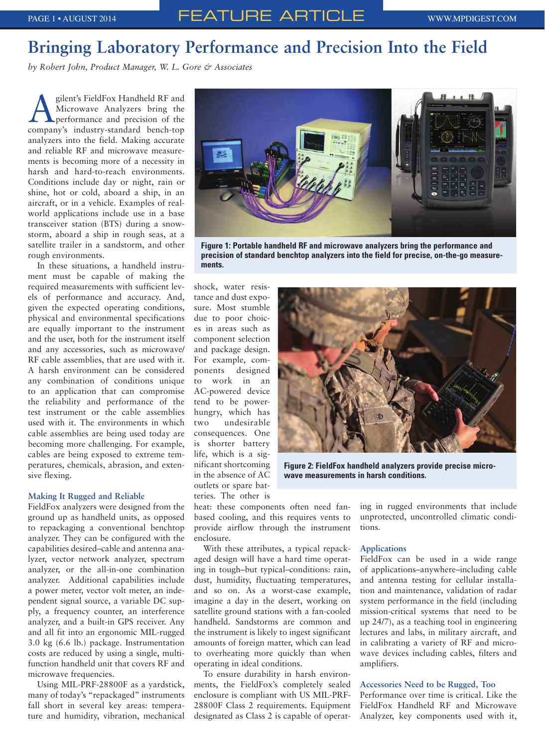# Bringing Laboratory Performance and Precision Into the Field

*by Robert John, Product Manager, W. L. Gore & Associates*

Agilent's FieldFox Handheld RF and Microwave Analyzers bring the performance and precision of the company's industry-standard bench-top analyzers into the field. Making accurate and reliable RF and microwave measurements is becoming more of a necessity in harsh and hard-to-reach environments. Conditions include day or night, rain or shine, hot or cold, aboard a ship, in an aircraft, or in a vehicle. Examples of real-world applications include use in a base transceiver station (BTS) during a snowstorm, aboard a ship in rough seas, at a satellite trailer in a sandstorm, and other rough environments.

In these situations, a handheld instrument must be capable of making the required measurements with sufficient levels of performance and accuracy. And, given the expected operating conditions, physical and environmental specifications are equally important to the instrument and the user, both for the instrument itself and any accessories, such as microwave/RF cable assemblies, that are used with it. A harsh environment can be considered any combination of conditions unique to an application that can compromise the reliability and performance of the test instrument or the cable assemblies used with it. The environments in which cable assemblies are being used today are becoming more challenging. For example, cables are being exposed to extreme temperatures, chemicals, abrasion, and extensive flexing.

Figure 1: Portable handheld RF and microwave analyzers bring the performance and precision of standard benchtop analyzers into the field for precise, on-the-go measurements.

### Making It Rugged and Reliable

FieldFox analyzers were designed from the ground up as handheld units, as opposed to repackaging a conventional benchtop analyzer. They can be configured with the capabilities desired–cable and antenna analyzer, vector network analyzer, spectrum analyzer, or the all-in-one combination analyzer. Additional capabilities include a power meter, vector volt meter, an independent signal source, a variable DC supply, a frequency counter, an interference analyzer, and a built-in GPS receiver. Any and all fit into an ergonomic MIL-rugged 3.0 kg (6.6 lb.) package. Instrumentation costs are reduced by using a single, multi-function handheld unit that covers RF and microwave frequencies.

Using MIL-PRF-28800F as a yardstick, many of today's "repackaged" instruments fall short in several key areas: temperature and humidity, vibration, mechanical shock, water resistance and dust exposure. Most stumble due to poor choices in areas such as component selection and package design. For example, components designed to work in an AC-powered device tend to be power-hungry, which has two undesirable consequences. One is shorter battery life, which is a significant shortcoming in the absence of AC outlets or spare batteries. The other is heat: these components often need fan-based cooling, and this requires vents to provide airflow through the instrument enclosure.

Figure 2: FieldFox handheld analyzers provide precise microwave measurements in harsh conditions.

With these attributes, a typical repackaged design will have a hard time operating in tough–but typical–conditions: rain, dust, humidity, fluctuating temperatures, and so on. As a worst-case example, imagine a day in the desert, working on satellite ground stations with a fan-cooled handheld. Sandstorms are common and the instrument is likely to ingest significant amounts of foreign matter, which can lead to overheating more quickly than when operating in ideal conditions.

To ensure durability in harsh environments, the FieldFox's completely sealed enclosure is compliant with US MIL-PRF-28800F Class 2 requirements. Equipment designated as Class 2 is capable of operating in rugged environments that include unprotected, uncontrolled climatic conditions.

### Applications

FieldFox can be used in a wide range of applications–anywhere–including cable and antenna testing for cellular installation and maintenance, validation of radar system performance in the field (including mission-critical systems that need to be up 24/7), as a teaching tool in engineering lectures and labs, in military aircraft, and in calibrating a variety of RF and microwave devices including cables, filters and amplifiers.

### Accessories Need to be Rugged, Too

Performance over time is critical. Like the FieldFox Handheld RF and Microwave Analyzer, key components used with it,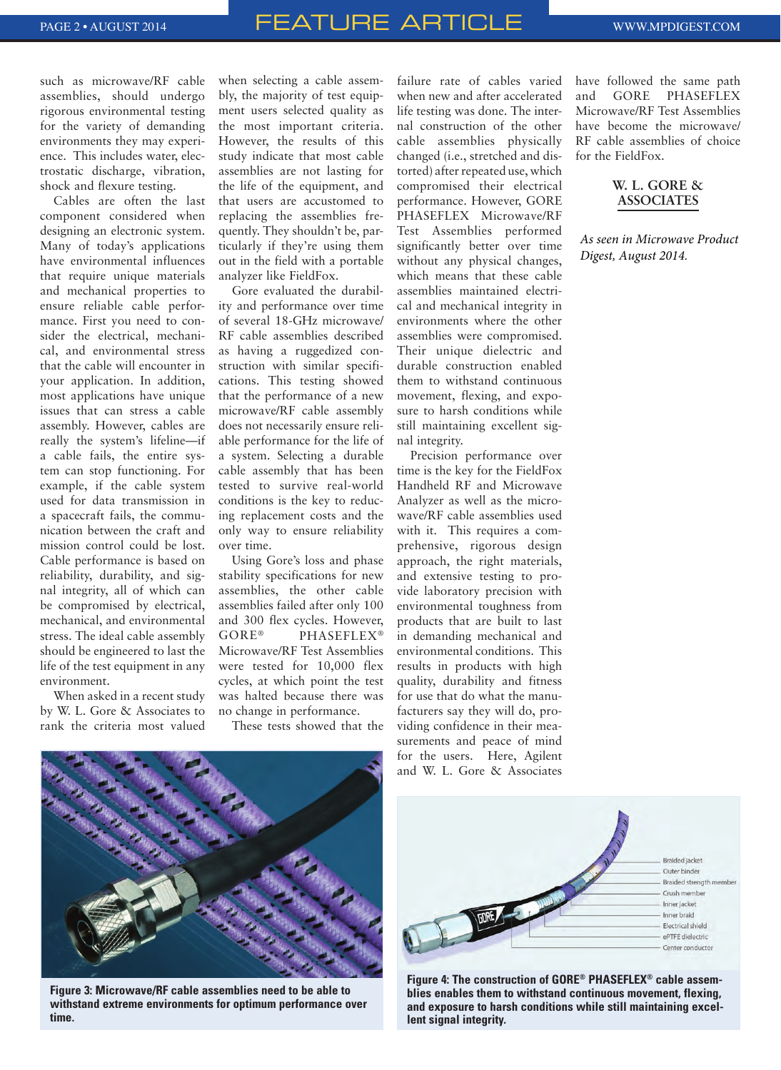such as microwave/RF cable assemblies, should undergo rigorous environmental testing for the variety of demanding environments they may experience. This includes water, electrostatic discharge, vibration, shock and flexure testing.

Cables are often the last component considered when designing an electronic system. Many of today's applications have environmental influences that require unique materials and mechanical properties to ensure reliable cable performance. First you need to consider the electrical, mechanical, and environmental stress that the cable will encounter in your application. In addition, most applications have unique issues that can stress a cable assembly. However, cables are really the system's lifeline—if a cable fails, the entire system can stop functioning. For example, if the cable system used for data transmission in a spacecraft fails, the communication between the craft and mission control could be lost. Cable performance is based on reliability, durability, and signal integrity, all of which can be compromised by electrical, mechanical, and environmental stress. The ideal cable assembly should be engineered to last the life of the test equipment in any environment.

When asked in a recent study by W. L. Gore & Associates to rank the criteria most valued when selecting a cable assembly, the majority of test equipment users selected quality as the most important criteria. However, the results of this study indicate that most cable assemblies are not lasting for the life of the equipment, and that users are accustomed to replacing the assemblies frequently. They shouldn't be, particularly if they're using them out in the field with a portable analyzer like FieldFox.

Gore evaluated the durability and performance over time of several 18-GHz microwave/RF cable assemblies described as having a ruggedized construction with similar specifications. This testing showed that the performance of a new microwave/RF cable assembly does not necessarily ensure reliable performance for the life of a system. Selecting a durable cable assembly that has been tested to survive real-world conditions is the key to reducing replacement costs and the only way to ensure reliability over time.

Using Gore's loss and phase stability specifications for new assemblies, the other cable assemblies failed after only 100 and 300 flex cycles. However, GORE® PHASEFLEX® Microwave/RF Test Assemblies were tested for 10,000 flex cycles, at which point the test was halted because there was no change in performance.

These tests showed that the failure rate of cables varied when new and after accelerated life testing was done. The internal construction of the other cable assemblies physically changed (i.e., stretched and distorted) after repeated use, which compromised their electrical performance. However, GORE PHASEFLEX Microwave/RF Test Assemblies performed significantly better over time without any physical changes, which means that these cable assemblies maintained electrical and mechanical integrity in environments where the other assemblies were compromised. Their unique dielectric and durable construction enabled them to withstand continuous movement, flexing, and exposure to harsh conditions while still maintaining excellent signal integrity.

Precision performance over time is the key for the FieldFox Handheld RF and Microwave Analyzer as well as the microwave/RF cable assemblies used with it. This requires a comprehensive, rigorous design approach, the right materials, and extensive testing to provide laboratory precision with environmental toughness from products that are built to last in demanding mechanical and environmental conditions. This results in products with high quality, durability and fitness for use that do what the manufacturers say they will do, providing confidence in their measurements and peace of mind for the users. Here, Agilent and W. L. Gore & Associates have followed the same path and GORE PHASEFLEX Microwave/RF Test Assemblies have become the microwave/RF cable assemblies of choice for the FieldFox.

**W. L. GORE & ASSOCIATES**

*As seen in Microwave Product Digest, August 2014.*

**Figure 3: Microwave/RF cable assemblies need to be able to withstand extreme environments for optimum performance over time.**

Braided jacket
Outer binder
Braided strength member
Crush member
Inner jacket
Inner braid
Electrical shield
ePTFE dielectric
Center conductor

**Figure 4: The construction of GORE® PHASEFLEX® cable assemblies enables them to withstand continuous movement, flexing, and exposure to harsh conditions while still maintaining excellent signal integrity.**